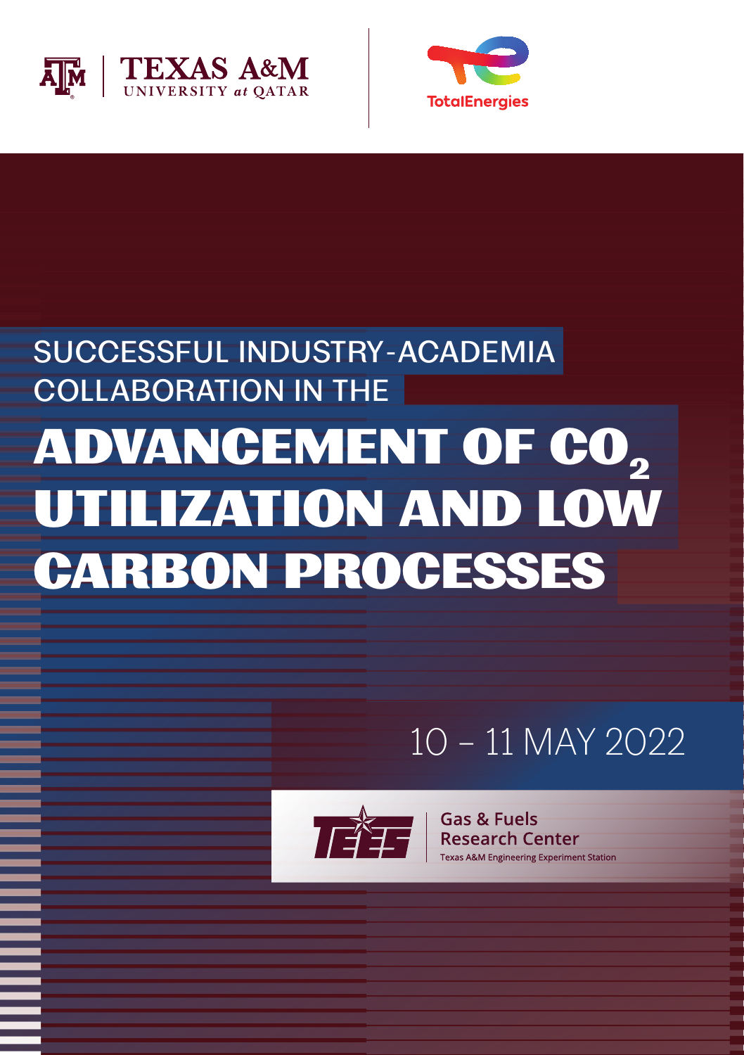TEXAS A&M UNIVERSITY at QATAR

TotalEnergies

SUCCESSFUL INDUSTRY-ACADEMIA COLLABORATION IN THE

# ADVANCEMENT OF $CO_2$ UTILIZATION AND LOW CARBON PROCESSES

10 – 11 MAY 2022

TEES | Gas & Fuels Research Center
Texas A&M Engineering Experiment Station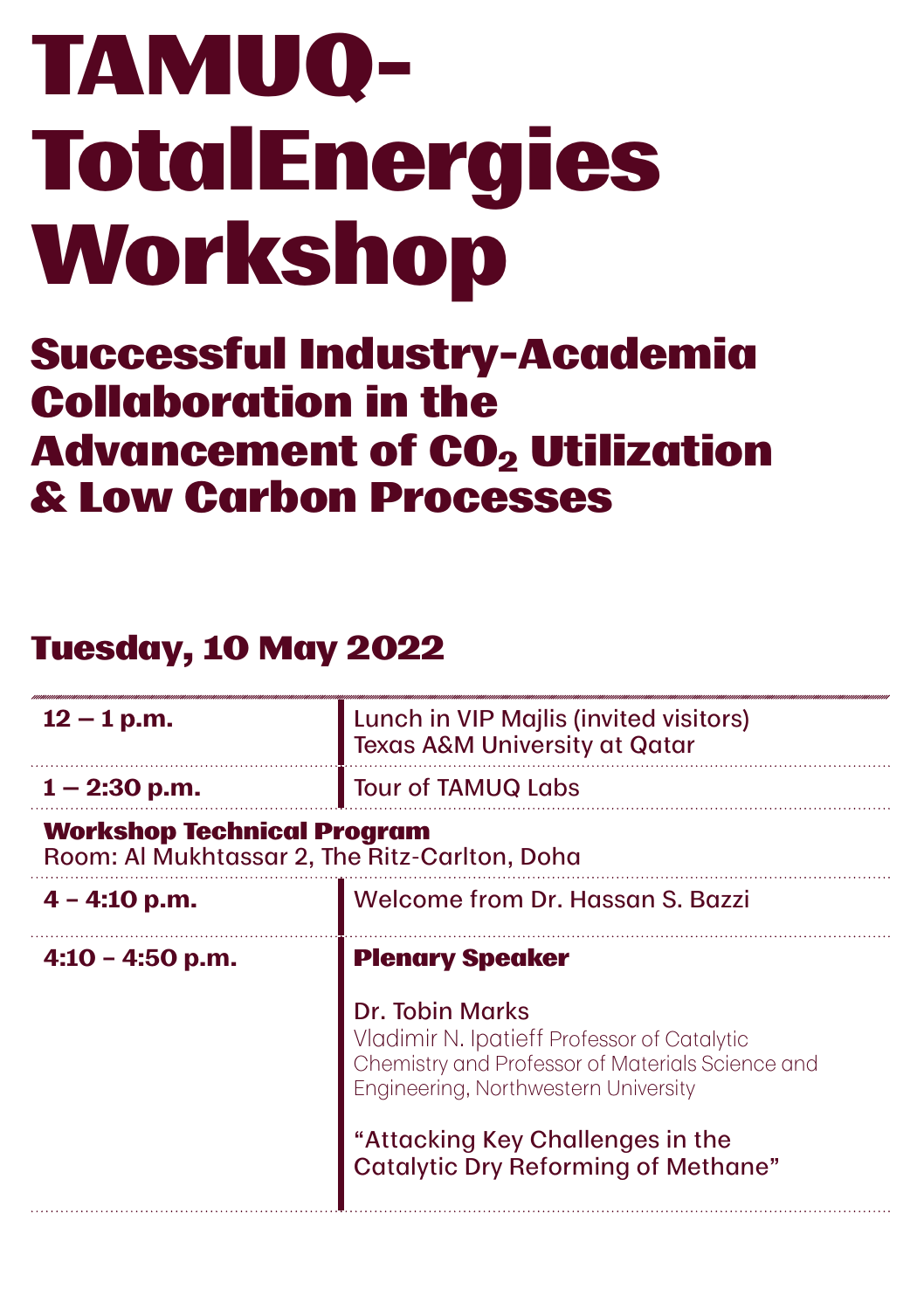# TAMUQ-TotalEnergies Workshop

## Successful Industry-Academia Collaboration in the Advancement of $CO_2$ Utilization & Low Carbon Processes

### Tuesday, 10 May 2022

| | |
|---|---|
| **12 – 1 p.m.** | Lunch in VIP Majlis (invited visitors)<br>Texas A&M University at Qatar |
| **1 – 2:30 p.m.** | Tour of TAMUQ Labs |

**Workshop Technical Program**
Room: Al Mukhtassar 2, The Ritz-Carlton, Doha

| | |
|---|---|
| **4 – 4:10 p.m.** | Welcome from Dr. Hassan S. Bazzi |
| **4:10 – 4:50 p.m.** | **Plenary Speaker**<br><br>Dr. Tobin Marks<br>Vladimir N. Ipatieff Professor of Catalytic Chemistry and Professor of Materials Science and Engineering, Northwestern University<br><br>"Attacking Key Challenges in the Catalytic Dry Reforming of Methane" |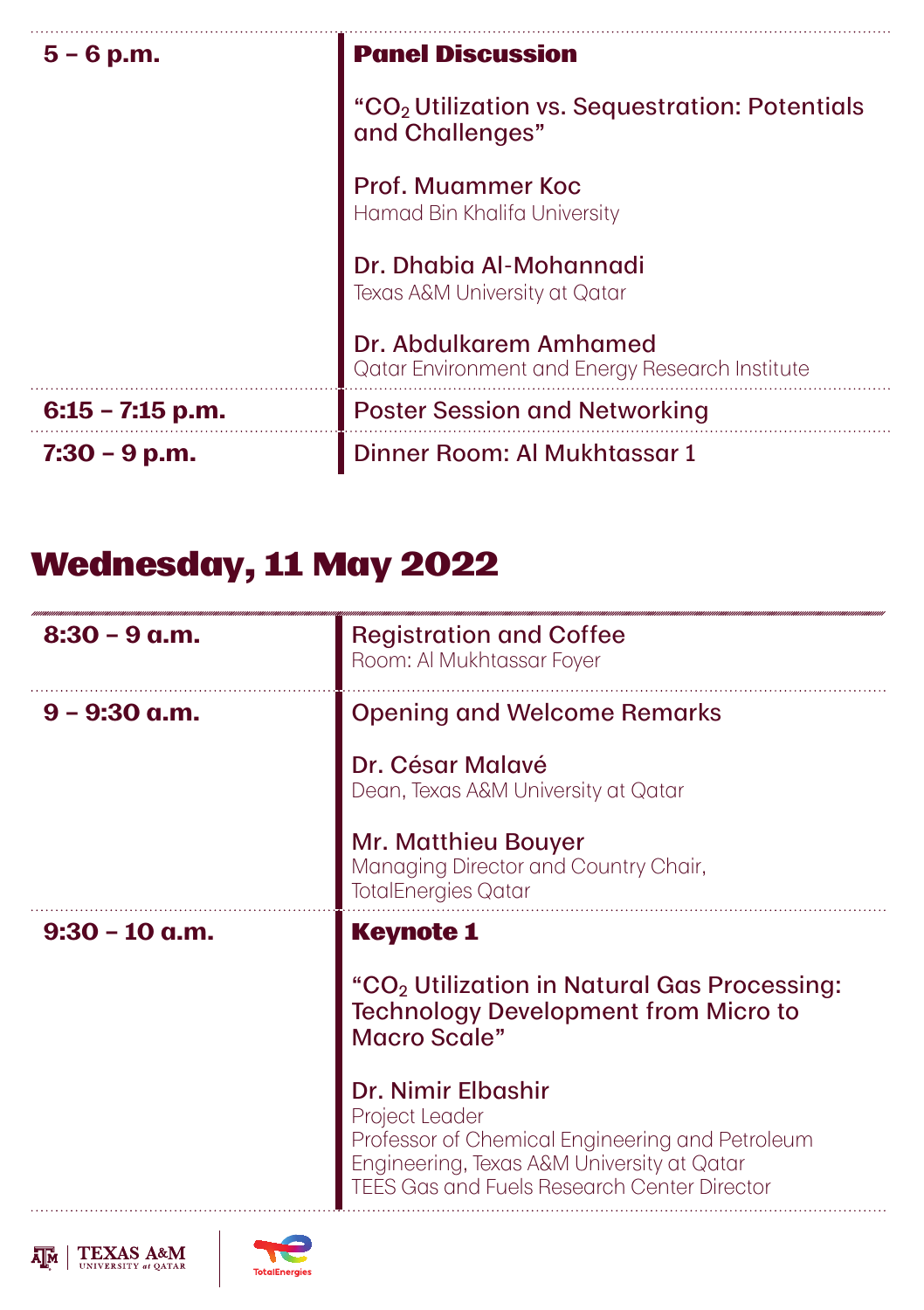| | |
|---|---|
| **5 – 6 p.m.** | **Panel Discussion**<br><br>"$CO_2$ Utilization vs. Sequestration: Potentials and Challenges"<br><br>Prof. Muammer Koc<br>Hamad Bin Khalifa University<br><br>Dr. Dhabia Al-Mohannadi<br>Texas A&M University at Qatar<br><br>Dr. Abdulkarem Amhamed<br>Qatar Environment and Energy Research Institute |
| **6:15 – 7:15 p.m.** | Poster Session and Networking |
| **7:30 – 9 p.m.** | Dinner Room: Al Mukhtassar 1 |

## Wednesday, 11 May 2022

| | |
|---|---|
| **8:30 – 9 a.m.** | Registration and Coffee<br>Room: Al Mukhtassar Foyer |
| **9 – 9:30 a.m.** | Opening and Welcome Remarks<br><br>Dr. César Malavé<br>Dean, Texas A&M University at Qatar<br><br>Mr. Matthieu Bouyer<br>Managing Director and Country Chair, TotalEnergies Qatar |
| **9:30 – 10 a.m.** | **Keynote 1**<br><br>"$CO_2$ Utilization in Natural Gas Processing: Technology Development from Micro to Macro Scale"<br><br>Dr. Nimir Elbashir<br>Project Leader<br>Professor of Chemical Engineering and Petroleum Engineering, Texas A&M University at Qatar<br>TEES Gas and Fuels Research Center Director |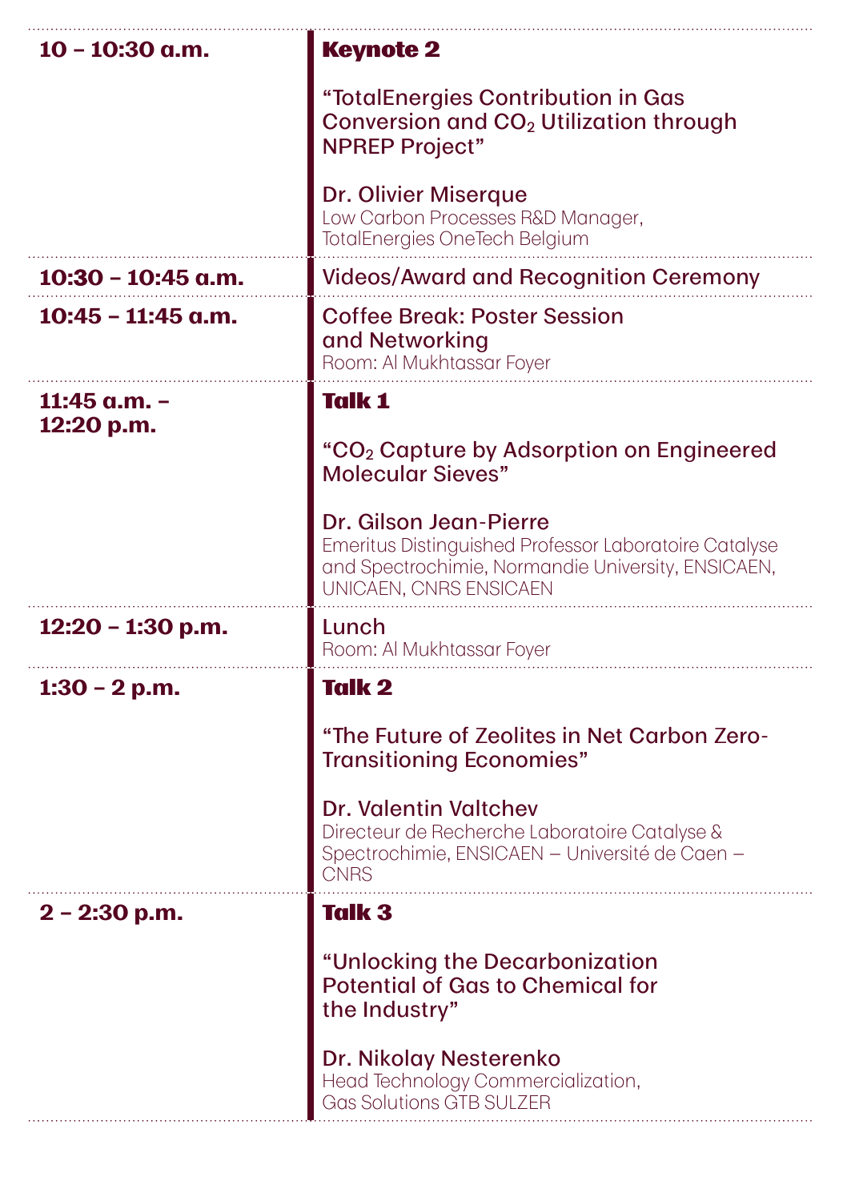| Time | Session |
| --- | --- |
| **10 – 10:30 a.m.** | **Keynote 2**<br><br>"TotalEnergies Contribution in Gas Conversion and $CO_2$ Utilization through NPREP Project"<br><br>Dr. Olivier Miserque<br>Low Carbon Processes R&D Manager, TotalEnergies OneTech Belgium |
| **10:30 – 10:45 a.m.** | Videos/Award and Recognition Ceremony |
| **10:45 – 11:45 a.m.** | Coffee Break: Poster Session and Networking<br>Room: Al Mukhtassar Foyer |
| **11:45 a.m. – 12:20 p.m.** | **Talk 1**<br><br>"$CO_2$ Capture by Adsorption on Engineered Molecular Sieves"<br><br>Dr. Gilson Jean-Pierre<br>Emeritus Distinguished Professor Laboratoire Catalyse and Spectrochimie, Normandie University, ENSICAEN, UNICAEN, CNRS ENSICAEN |
| **12:20 – 1:30 p.m.** | Lunch<br>Room: Al Mukhtassar Foyer |
| **1:30 – 2 p.m.** | **Talk 2**<br><br>"The Future of Zeolites in Net Carbon Zero-Transitioning Economies"<br><br>Dr. Valentin Valtchev<br>Directeur de Recherche Laboratoire Catalyse & Spectrochimie, ENSICAEN – Université de Caen – CNRS |
| **2 – 2:30 p.m.** | **Talk 3**<br><br>"Unlocking the Decarbonization Potential of Gas to Chemical for the Industry"<br><br>Dr. Nikolay Nesterenko<br>Head Technology Commercialization, Gas Solutions GTB SULZER |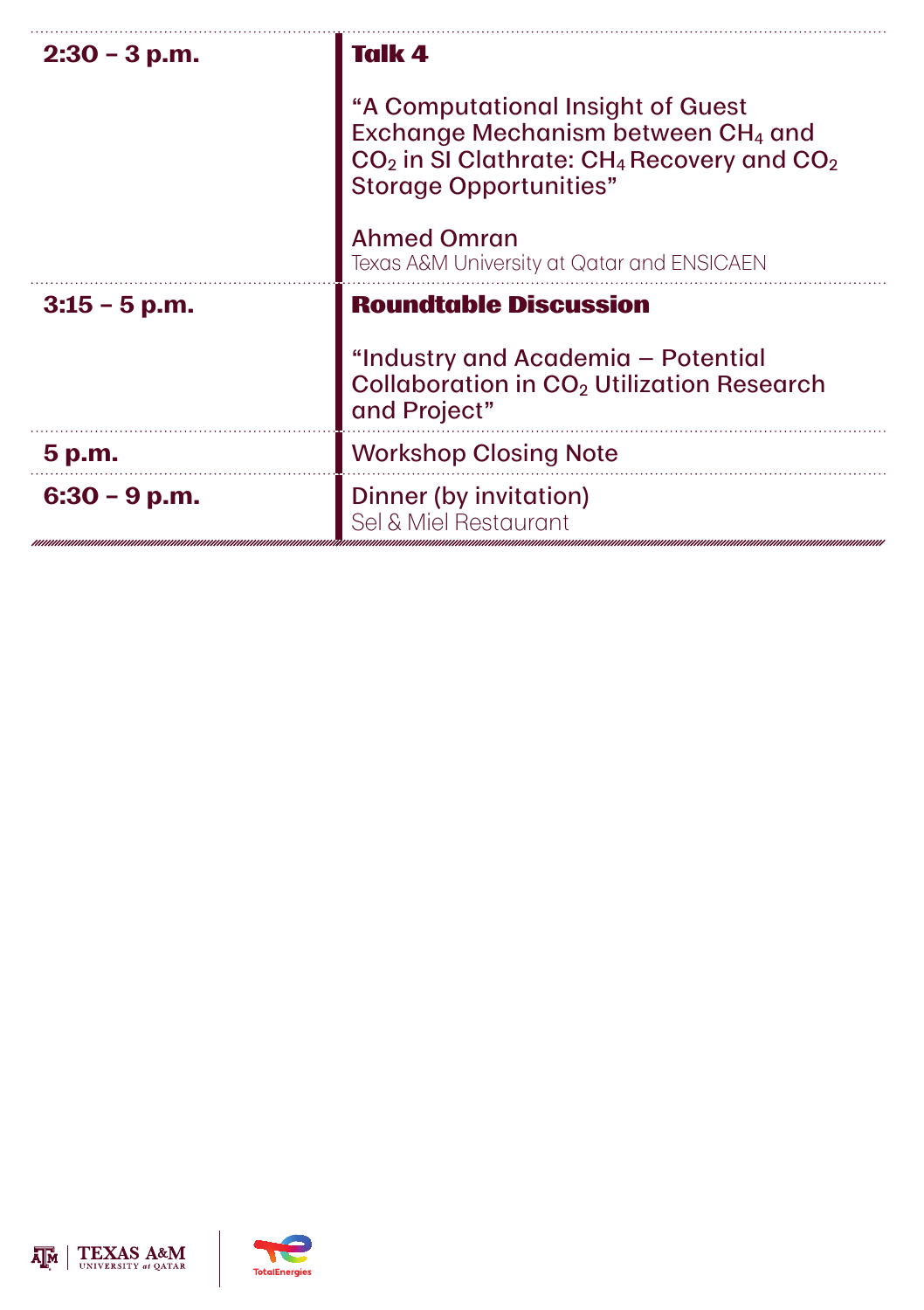| | |
|---|---|
| **2:30 – 3 p.m.** | **Talk 4**<br><br>“A Computational Insight of Guest Exchange Mechanism between $CH_4$ and $CO_2$ in SI Clathrate: $CH_4$ Recovery and $CO_2$ Storage Opportunities”<br><br>Ahmed Omran<br>Texas A&M University at Qatar and ENSICAEN |
| **3:15 – 5 p.m.** | **Roundtable Discussion**<br><br>“Industry and Academia – Potential Collaboration in $CO_2$ Utilization Research and Project” |
| **5 p.m.** | Workshop Closing Note |
| **6:30 – 9 p.m.** | Dinner (by invitation)<br>Sel & Miel Restaurant |

TEXAS A&M UNIVERSITY at QATAR

TotalEnergies